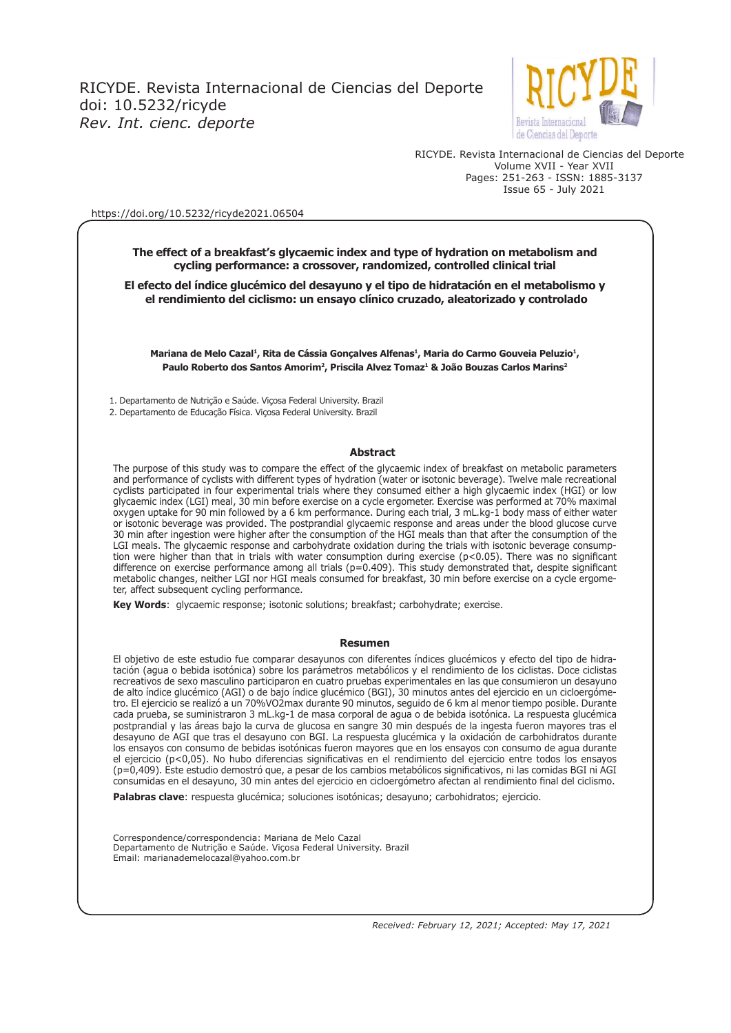https://doi.org/10.5232/ricyde2021.06504

# The effect of a breakfast's glycaemic index and type of hydration on metabolism and cycling performance: a crossover, randomized, controlled clinical trial

# El efecto del índice glucémico del desayuno y el tipo de hidratación en el metabolismo y el rendimiento del ciclismo: un ensayo clínico cruzado, aleatorizado y controlado

**Mariana de Melo Cazal[1], Rita de Cássia Gonçalves Alfenas[1], Maria do Carmo Gouveia Peluzio[1], Paulo Roberto dos Santos Amorim[2], Priscila Alvez Tomaz[1] & João Bouzas Carlos Marins[2]**

1. Departamento de Nutrição e Saúde. Viçosa Federal University. Brazil
2. Departamento de Educação Física. Viçosa Federal University. Brazil

## Abstract

The purpose of this study was to compare the effect of the glycaemic index of breakfast on metabolic parameters and performance of cyclists with different types of hydration (water or isotonic beverage). Twelve male recreational cyclists participated in four experimental trials where they consumed either a high glycaemic index (HGI) or low glycaemic index (LGI) meal, 30 min before exercise on a cycle ergometer. Exercise was performed at 70% maximal oxygen uptake for 90 min followed by a 6 km performance. During each trial, 3 mL.kg-1 body mass of either water or isotonic beverage was provided. The postprandial glycaemic response and areas under the blood glucose curve 30 min after ingestion were higher after the consumption of the HGI meals than that after the consumption of the LGI meals. The glycaemic response and carbohydrate oxidation during the trials with isotonic beverage consumption were higher than that in trials with water consumption during exercise ($p<0.05$). There was no significant difference on exercise performance among all trials ($p=0.409$). This study demonstrated that, despite significant metabolic changes, neither LGI nor HGI meals consumed for breakfast, 30 min before exercise on a cycle ergometer, affect subsequent cycling performance.

**Key Words**: glycaemic response; isotonic solutions; breakfast; carbohydrate; exercise.

## Resumen

El objetivo de este estudio fue comparar desayunos con diferentes índices glucémicos y efecto del tipo de hidratación (agua o bebida isotónica) sobre los parámetros metabólicos y el rendimiento de los ciclistas. Doce ciclistas recreativos de sexo masculino participaron en cuatro pruebas experimentales en las que consumieron un desayuno de alto índice glucémico (AGI) o de bajo índice glucémico (BGI), 30 minutos antes del ejercicio en un cicloergómetro. El ejercicio se realizó a un 70%VO2max durante 90 minutos, seguido de 6 km al menor tiempo posible. Durante cada prueba, se suministraron 3 mL.kg-1 de masa corporal de agua o de bebida isotónica. La respuesta glucémica postprandial y las áreas bajo la curva de glucosa en sangre 30 min después de la ingesta fueron mayores tras el desayuno de AGI que tras el desayuno con BGI. La respuesta glucémica y la oxidación de carbohidratos durante los ensayos con consumo de bebidas isotónicas fueron mayores que en los ensayos con consumo de agua durante el ejercicio ($p<0,05$). No hubo diferencias significativas en el rendimiento del ejercicio entre todos los ensayos ($p=0,409$). Este estudio demostró que, a pesar de los cambios metabólicos significativos, ni las comidas BGI ni AGI consumidas en el desayuno, 30 min antes del ejercicio en cicloergómetro afectan al rendimiento final del ciclismo.

**Palabras clave**: respuesta glucémica; soluciones isotónicas; desayuno; carbohidratos; ejercicio.

Correspondence/correspondencia: Mariana de Melo Cazal
Departamento de Nutrição e Saúde. Viçosa Federal University. Brazil
Email: marianademelocazal@yahoo.com.br

*Received: February 12, 2021; Accepted: May 17, 2021*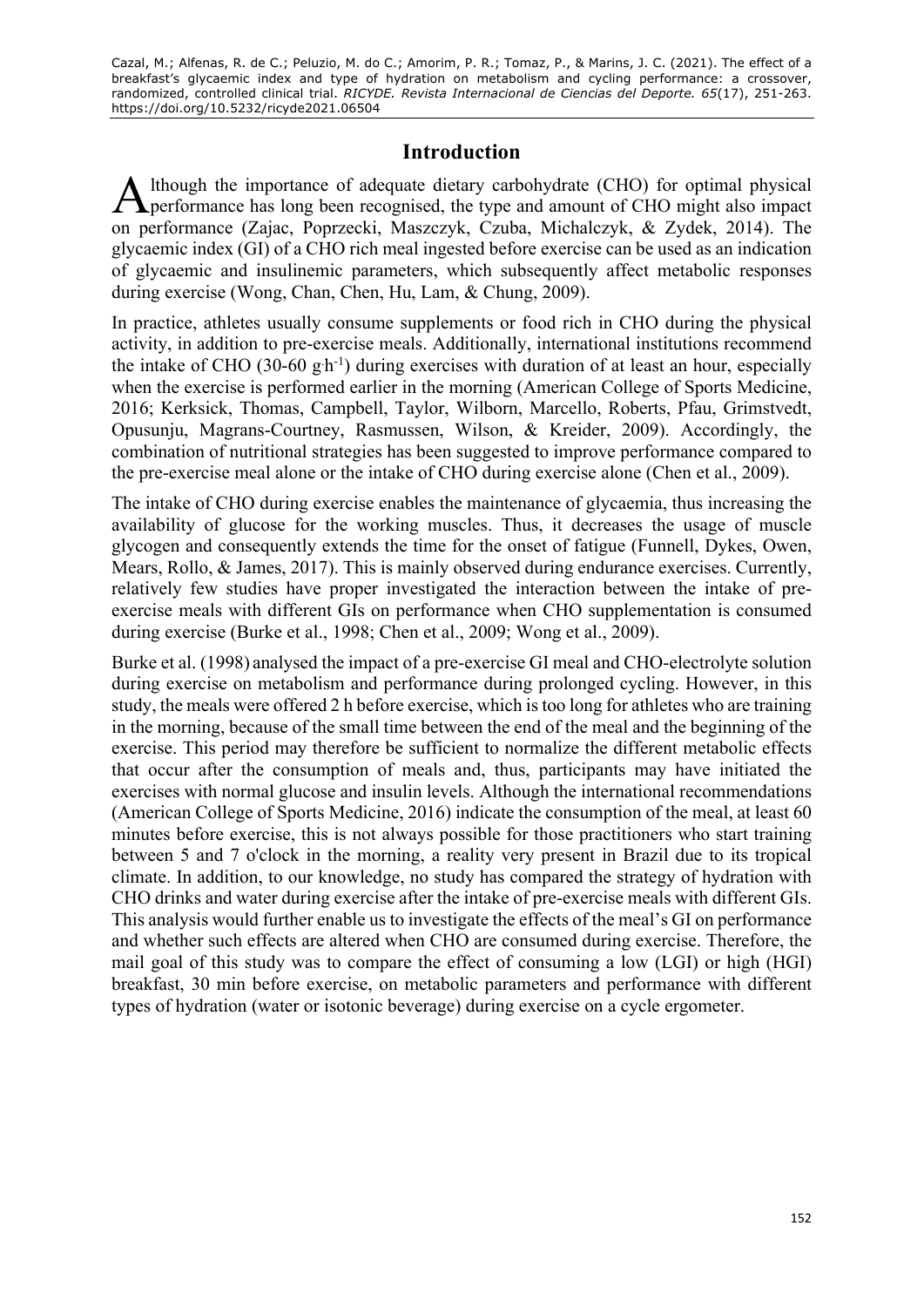# Introduction

Although the importance of adequate dietary carbohydrate (CHO) for optimal physical performance has long been recognised, the type and amount of CHO might also impact on performance (Zajac, Poprzecki, Maszczyk, Czuba, Michalczyk, & Zydek, 2014). The glycaemic index (GI) of a CHO rich meal ingested before exercise can be used as an indication of glycaemic and insulinemic parameters, which subsequently affect metabolic responses during exercise (Wong, Chan, Chen, Hu, Lam, & Chung, 2009).

In practice, athletes usually consume supplements or food rich in CHO during the physical activity, in addition to pre-exercise meals. Additionally, international institutions recommend the intake of CHO (30-60 $g{\cdot}h^{-1}$) during exercises with duration of at least an hour, especially when the exercise is performed earlier in the morning (American College of Sports Medicine, 2016; Kerksick, Thomas, Campbell, Taylor, Wilborn, Marcello, Roberts, Pfau, Grimstvedt, Opusunju, Magrans-Courtney, Rasmussen, Wilson, & Kreider, 2009). Accordingly, the combination of nutritional strategies has been suggested to improve performance compared to the pre-exercise meal alone or the intake of CHO during exercise alone (Chen et al., 2009).

The intake of CHO during exercise enables the maintenance of glycaemia, thus increasing the availability of glucose for the working muscles. Thus, it decreases the usage of muscle glycogen and consequently extends the time for the onset of fatigue (Funnell, Dykes, Owen, Mears, Rollo, & James, 2017). This is mainly observed during endurance exercises. Currently, relatively few studies have proper investigated the interaction between the intake of pre-exercise meals with different GIs on performance when CHO supplementation is consumed during exercise (Burke et al., 1998; Chen et al., 2009; Wong et al., 2009).

Burke et al. (1998) analysed the impact of a pre-exercise GI meal and CHO-electrolyte solution during exercise on metabolism and performance during prolonged cycling. However, in this study, the meals were offered 2 h before exercise, which is too long for athletes who are training in the morning, because of the small time between the end of the meal and the beginning of the exercise. This period may therefore be sufficient to normalize the different metabolic effects that occur after the consumption of meals and, thus, participants may have initiated the exercises with normal glucose and insulin levels. Although the international recommendations (American College of Sports Medicine, 2016) indicate the consumption of the meal, at least 60 minutes before exercise, this is not always possible for those practitioners who start training between 5 and 7 o'clock in the morning, a reality very present in Brazil due to its tropical climate. In addition, to our knowledge, no study has compared the strategy of hydration with CHO drinks and water during exercise after the intake of pre-exercise meals with different GIs. This analysis would further enable us to investigate the effects of the meal's GI on performance and whether such effects are altered when CHO are consumed during exercise. Therefore, the mail goal of this study was to compare the effect of consuming a low (LGI) or high (HGI) breakfast, 30 min before exercise, on metabolic parameters and performance with different types of hydration (water or isotonic beverage) during exercise on a cycle ergometer.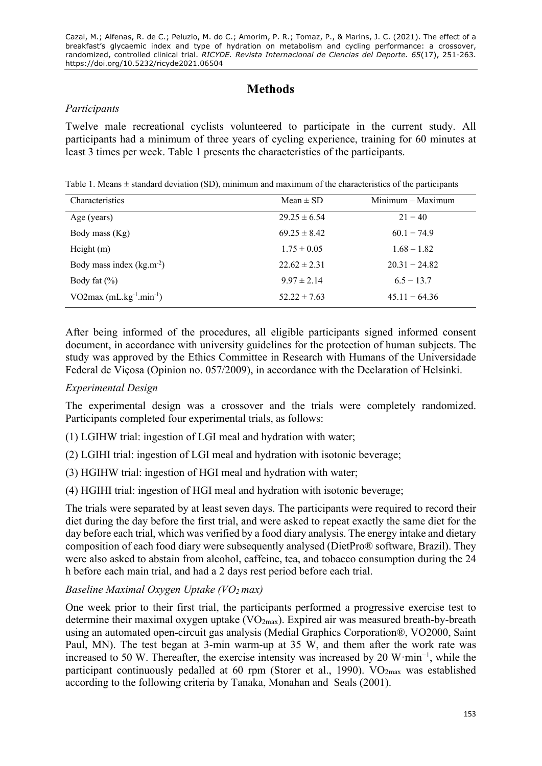# Methods

*Participants*

Twelve male recreational cyclists volunteered to participate in the current study. All participants had a minimum of three years of cycling experience, training for 60 minutes at least 3 times per week. Table 1 presents the characteristics of the participants.

Table 1. Means ± standard deviation (SD), minimum and maximum of the characteristics of the participants

| Characteristics | Mean ± SD | Minimum – Maximum |
| --- | --- | --- |
| Age (years) | 29.25 ± 6.54 | 21 − 40 |
| Body mass (Kg) | 69.25 ± 8.42 | 60.1 − 74.9 |
| Height (m) | 1.75 ± 0.05 | 1.68 – 1.82 |
| Body mass index ($kg.m^{-2}$) | 22.62 ± 2.31 | 20.31 − 24.82 |
| Body fat (%) | 9.97 ± 2.14 | 6.5 − 13.7 |
| VO2max ($mL.kg^{-1}.min^{-1}$) | 52.22 ± 7.63 | 45.11 − 64.36 |

After being informed of the procedures, all eligible participants signed informed consent document, in accordance with university guidelines for the protection of human subjects. The study was approved by the Ethics Committee in Research with Humans of the Universidade Federal de Viçosa (Opinion no. 057/2009), in accordance with the Declaration of Helsinki.

*Experimental Design*

The experimental design was a crossover and the trials were completely randomized. Participants completed four experimental trials, as follows:

(1) LGIHW trial: ingestion of LGI meal and hydration with water;

(2) LGIHI trial: ingestion of LGI meal and hydration with isotonic beverage;

(3) HGIHW trial: ingestion of HGI meal and hydration with water;

(4) HGIHI trial: ingestion of HGI meal and hydration with isotonic beverage;

The trials were separated by at least seven days. The participants were required to record their diet during the day before the first trial, and were asked to repeat exactly the same diet for the day before each trial, which was verified by a food diary analysis. The energy intake and dietary composition of each food diary were subsequently analysed (DietPro® software, Brazil). They were also asked to abstain from alcohol, caffeine, tea, and tobacco consumption during the 24 h before each main trial, and had a 2 days rest period before each trial.

*Baseline Maximal Oxygen Uptake ($VO_2$ max)*

One week prior to their first trial, the participants performed a progressive exercise test to determine their maximal oxygen uptake ($VO_{2max}$). Expired air was measured breath-by-breath using an automated open-circuit gas analysis (Medial Graphics Corporation®, VO2000, Saint Paul, MN). The test began at 3-min warm-up at 35 W, and them after the work rate was increased to 50 W. Thereafter, the exercise intensity was increased by 20 $W{\cdot}min^{-1}$, while the participant continuously pedalled at 60 rpm (Storer et al., 1990). $VO_{2max}$ was established according to the following criteria by Tanaka, Monahan and Seals (2001).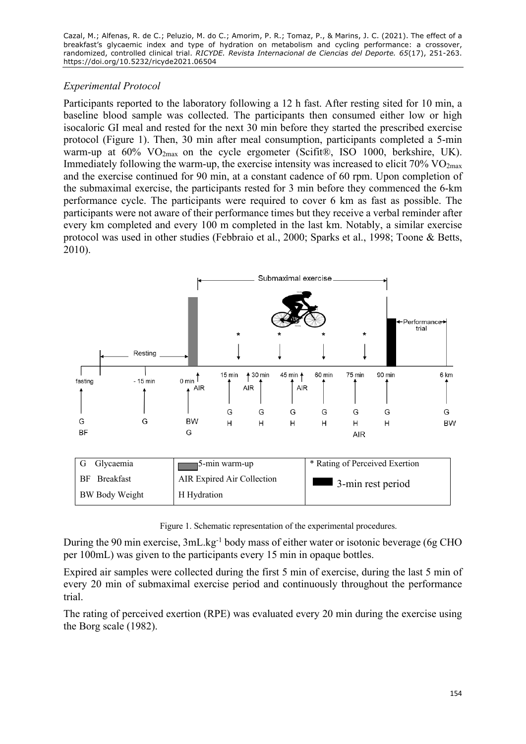### *Experimental Protocol*

Participants reported to the laboratory following a 12 h fast. After resting sited for 10 min, a baseline blood sample was collected. The participants then consumed either low or high isocaloric GI meal and rested for the next 30 min before they started the prescribed exercise protocol (Figure 1). Then, 30 min after meal consumption, participants completed a 5-min warm-up at 60% $VO_{2max}$ on the cycle ergometer (Scifit®, ISO 1000, berkshire, UK). Immediately following the warm-up, the exercise intensity was increased to elicit 70% $VO_{2max}$ and the exercise continued for 90 min, at a constant cadence of 60 rpm. Upon completion of the submaximal exercise, the participants rested for 3 min before they commenced the 6-km performance cycle. The participants were required to cover 6 km as fast as possible. The participants were not aware of their performance times but they receive a verbal reminder after every km completed and every 100 m completed in the last km. Notably, a similar exercise protocol was used in other studies (Febbraio et al., 2000; Sparks et al., 1998; Toone & Betts, 2010).

| G Glycaemia | 5-min warm-up | * Rating of Perceived Exertion |
| --- | --- | --- |
| BF Breakfast | AIR Expired Air Collection | 3-min rest period |
| BW Body Weight | H Hydration | |

Figure 1. Schematic representation of the experimental procedures.

During the 90 min exercise, 3mL.kg[-1] body mass of either water or isotonic beverage (6g CHO per 100mL) was given to the participants every 15 min in opaque bottles.

Expired air samples were collected during the first 5 min of exercise, during the last 5 min of every 20 min of submaximal exercise period and continuously throughout the performance trial.

The rating of perceived exertion (RPE) was evaluated every 20 min during the exercise using the Borg scale (1982).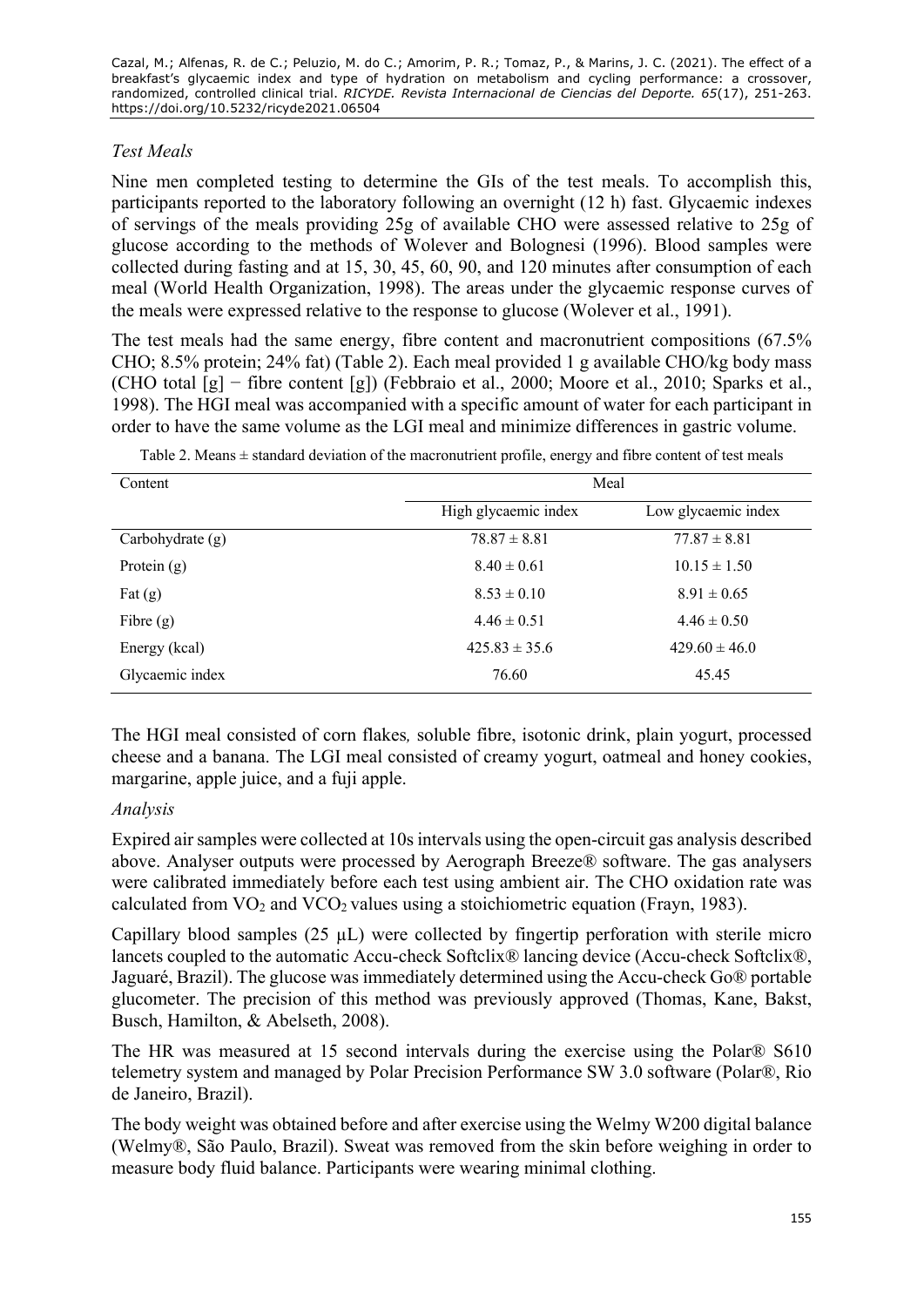### *Test Meals*

Nine men completed testing to determine the GIs of the test meals. To accomplish this, participants reported to the laboratory following an overnight (12 h) fast. Glycaemic indexes of servings of the meals providing 25g of available CHO were assessed relative to 25g of glucose according to the methods of Wolever and Bolognesi (1996). Blood samples were collected during fasting and at 15, 30, 45, 60, 90, and 120 minutes after consumption of each meal (World Health Organization, 1998). The areas under the glycaemic response curves of the meals were expressed relative to the response to glucose (Wolever et al., 1991).

The test meals had the same energy, fibre content and macronutrient compositions (67.5% CHO; 8.5% protein; 24% fat) (Table 2). Each meal provided 1 g available CHO/kg body mass (CHO total [g] − fibre content [g]) (Febbraio et al., 2000; Moore et al., 2010; Sparks et al., 1998). The HGI meal was accompanied with a specific amount of water for each participant in order to have the same volume as the LGI meal and minimize differences in gastric volume.

Table 2. Means ± standard deviation of the macronutrient profile, energy and fibre content of test meals

| Content | Meal | |
|---|---|---|
| | High glycaemic index | Low glycaemic index |
| Carbohydrate (g) | 78.87 ± 8.81 | 77.87 ± 8.81 |
| Protein (g) | 8.40 ± 0.61 | 10.15 ± 1.50 |
| Fat (g) | 8.53 ± 0.10 | 8.91 ± 0.65 |
| Fibre (g) | 4.46 ± 0.51 | 4.46 ± 0.50 |
| Energy (kcal) | 425.83 ± 35.6 | 429.60 ± 46.0 |
| Glycaemic index | 76.60 | 45.45 |

The HGI meal consisted of corn flakes, soluble fibre, isotonic drink, plain yogurt, processed cheese and a banana. The LGI meal consisted of creamy yogurt, oatmeal and honey cookies, margarine, apple juice, and a fuji apple.

### *Analysis*

Expired air samples were collected at 10s intervals using the open-circuit gas analysis described above. Analyser outputs were processed by Aerograph Breeze® software. The gas analysers were calibrated immediately before each test using ambient air. The CHO oxidation rate was calculated from $VO_2$ and $VCO_2$ values using a stoichiometric equation (Frayn, 1983).

Capillary blood samples (25 μL) were collected by fingertip perforation with sterile micro lancets coupled to the automatic Accu-check Softclix® lancing device (Accu-check Softclix®, Jaguaré, Brazil). The glucose was immediately determined using the Accu-check Go® portable glucometer. The precision of this method was previously approved (Thomas, Kane, Bakst, Busch, Hamilton, & Abelseth, 2008).

The HR was measured at 15 second intervals during the exercise using the Polar® S610 telemetry system and managed by Polar Precision Performance SW 3.0 software (Polar®, Rio de Janeiro, Brazil).

The body weight was obtained before and after exercise using the Welmy W200 digital balance (Welmy®, São Paulo, Brazil). Sweat was removed from the skin before weighing in order to measure body fluid balance. Participants were wearing minimal clothing.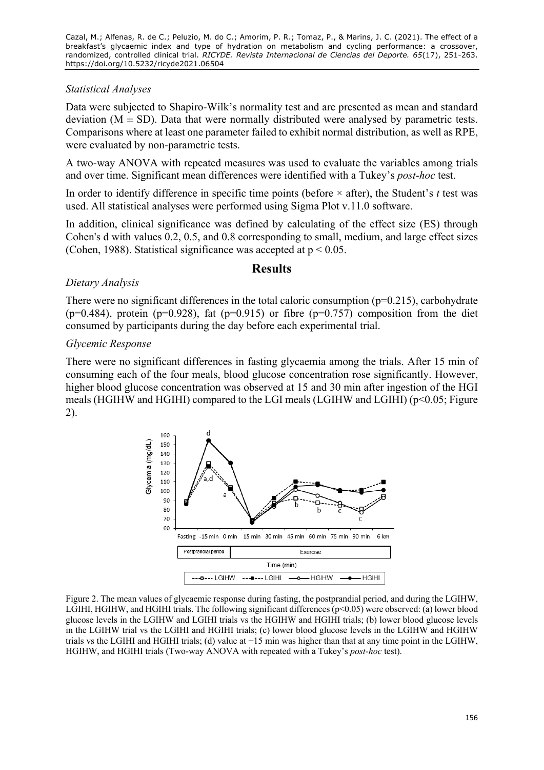### *Statistical Analyses*

Data were subjected to Shapiro-Wilk's normality test and are presented as mean and standard deviation (M ± SD). Data that were normally distributed were analysed by parametric tests. Comparisons where at least one parameter failed to exhibit normal distribution, as well as RPE, were evaluated by non-parametric tests.

A two-way ANOVA with repeated measures was used to evaluate the variables among trials and over time. Significant mean differences were identified with a Tukey's *post-hoc* test.

In order to identify difference in specific time points (before × after), the Student's *t* test was used. All statistical analyses were performed using Sigma Plot v.11.0 software.

In addition, clinical significance was defined by calculating of the effect size (ES) through Cohen's d with values 0.2, 0.5, and 0.8 corresponding to small, medium, and large effect sizes (Cohen, 1988). Statistical significance was accepted at $p < 0.05$.

## Results

### *Dietary Analysis*

There were no significant differences in the total caloric consumption ($p=0.215$), carbohydrate ($p=0.484$), protein ($p=0.928$), fat ($p=0.915$) or fibre ($p=0.757$) composition from the diet consumed by participants during the day before each experimental trial.

### *Glycemic Response*

There were no significant differences in fasting glycaemia among the trials. After 15 min of consuming each of the four meals, blood glucose concentration rose significantly. However, higher blood glucose concentration was observed at 15 and 30 min after ingestion of the HGI meals (HGIHW and HGIHI) compared to the LGI meals (LGIHW and LGIHI) ($p<0.05$; Figure 2).

Figure 2. The mean values of glycaemic response during fasting, the postprandial period, and during the LGIHW, LGIHI, HGIHW, and HGIHI trials. The following significant differences ($p<0.05$) were observed: (a) lower blood glucose levels in the LGIHW and LGIHI trials vs the HGIHW and HGIHI trials; (b) lower blood glucose levels in the LGIHW trial vs the LGIHI and HGIHI trials; (c) lower blood glucose levels in the LGIHW and HGIHW trials vs the LGIHI and HGIHI trials; (d) value at −15 min was higher than that at any time point in the LGIHW, HGIHW, and HGIHI trials (Two-way ANOVA with repeated with a Tukey's *post-hoc* test).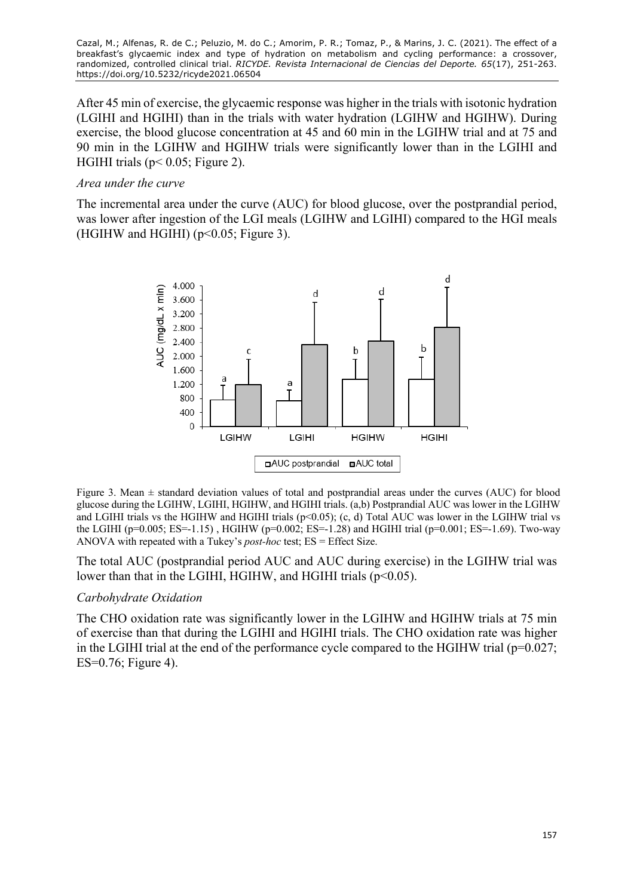After 45 min of exercise, the glycaemic response was higher in the trials with isotonic hydration (LGIHI and HGIHI) than in the trials with water hydration (LGIHW and HGIHW). During exercise, the blood glucose concentration at 45 and 60 min in the LGIHW trial and at 75 and 90 min in the LGIHW and HGIHW trials were significantly lower than in the LGIHI and HGIHI trials ($p < 0.05$; Figure 2).

*Area under the curve*

The incremental area under the curve (AUC) for blood glucose, over the postprandial period, was lower after ingestion of the LGI meals (LGIHW and LGIHI) compared to the HGI meals (HGIHW and HGIHI) ($p<0.05$; Figure 3).

Figure 3. Mean ± standard deviation values of total and postprandial areas under the curves (AUC) for blood glucose during the LGIHW, LGIHI, HGIHW, and HGIHI trials. (a,b) Postprandial AUC was lower in the LGIHW and LGIHI trials vs the HGIHW and HGIHI trials ($p<0.05$); (c, d) Total AUC was lower in the LGIHW trial vs the LGIHI ($p=0.005$; ES=-1.15) , HGIHW ($p=0.002$; ES=-1.28) and HGIHI trial ($p=0.001$; ES=-1.69). Two-way ANOVA with repeated with a Tukey's *post-hoc* test; ES = Effect Size.

The total AUC (postprandial period AUC and AUC during exercise) in the LGIHW trial was lower than that in the LGIHI, HGIHW, and HGIHI trials ($p<0.05$).

*Carbohydrate Oxidation*

The CHO oxidation rate was significantly lower in the LGIHW and HGIHW trials at 75 min of exercise than that during the LGIHI and HGIHI trials. The CHO oxidation rate was higher in the LGIHI trial at the end of the performance cycle compared to the HGIHW trial ($p=0.027$; ES=0.76; Figure 4).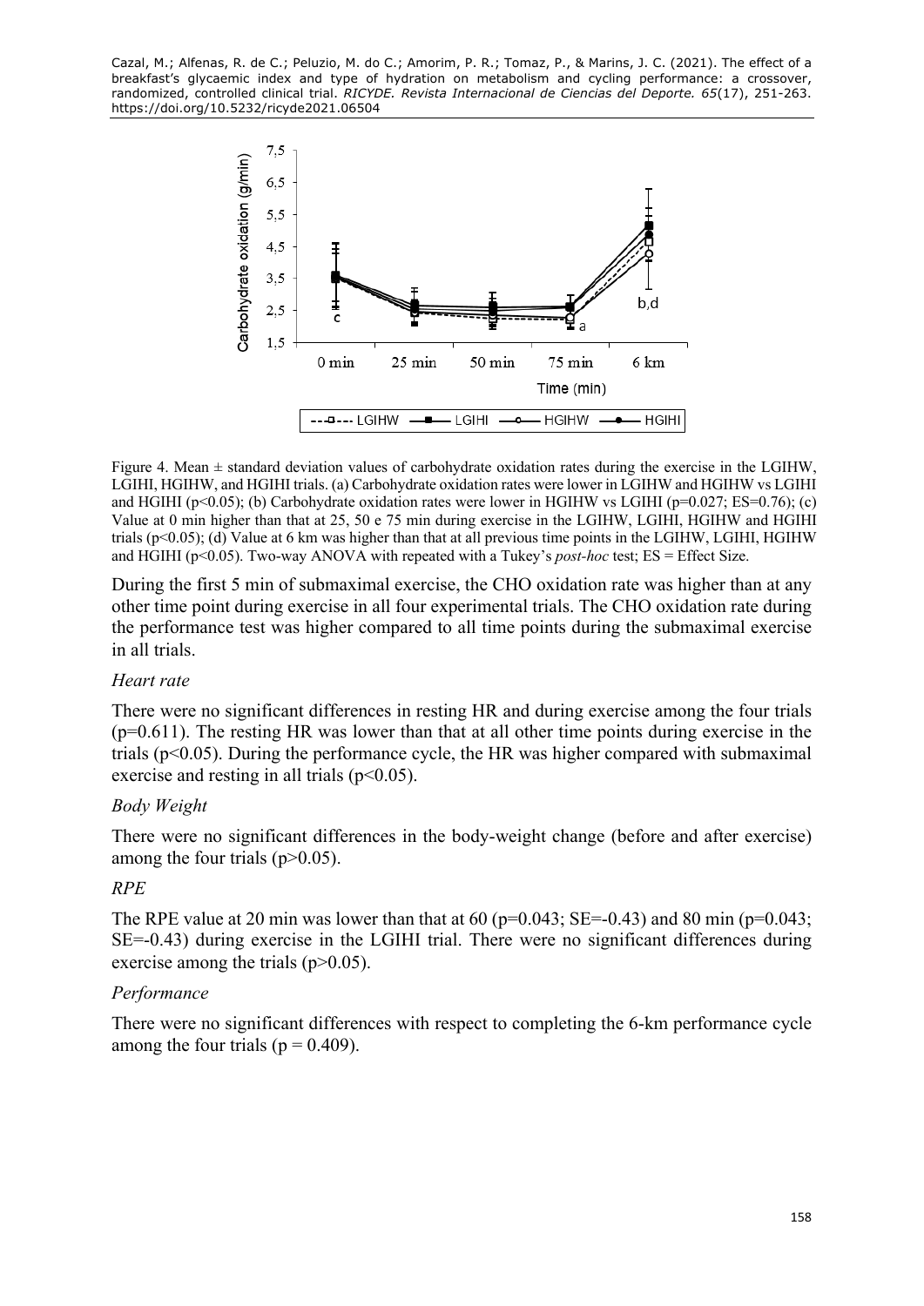Figure 4. Mean ± standard deviation values of carbohydrate oxidation rates during the exercise in the LGIHW, LGIHI, HGIHW, and HGIHI trials. (a) Carbohydrate oxidation rates were lower in LGIHW and HGIHW vs LGIHI and HGIHI ($p<0.05$); (b) Carbohydrate oxidation rates were lower in HGIHW vs LGIHI ($p=0.027$; ES=0.76); (c) Value at 0 min higher than that at 25, 50 e 75 min during exercise in the LGIHW, LGIHI, HGIHW and HGIHI trials ($p<0.05$); (d) Value at 6 km was higher than that at all previous time points in the LGIHW, LGIHI, HGIHW and HGIHI ($p<0.05$). Two-way ANOVA with repeated with a Tukey's *post-hoc* test; ES = Effect Size.

During the first 5 min of submaximal exercise, the CHO oxidation rate was higher than at any other time point during exercise in all four experimental trials. The CHO oxidation rate during the performance test was higher compared to all time points during the submaximal exercise in all trials.

### *Heart rate*

There were no significant differences in resting HR and during exercise among the four trials ($p=0.611$). The resting HR was lower than that at all other time points during exercise in the trials ($p<0.05$). During the performance cycle, the HR was higher compared with submaximal exercise and resting in all trials ($p<0.05$).

### *Body Weight*

There were no significant differences in the body-weight change (before and after exercise) among the four trials ($p>0.05$).

### *RPE*

The RPE value at 20 min was lower than that at 60 ($p=0.043$; SE=-0.43) and 80 min ($p=0.043$; SE=-0.43) during exercise in the LGIHI trial. There were no significant differences during exercise among the trials ($p>0.05$).

### *Performance*

There were no significant differences with respect to completing the 6-km performance cycle among the four trials ($p = 0.409$).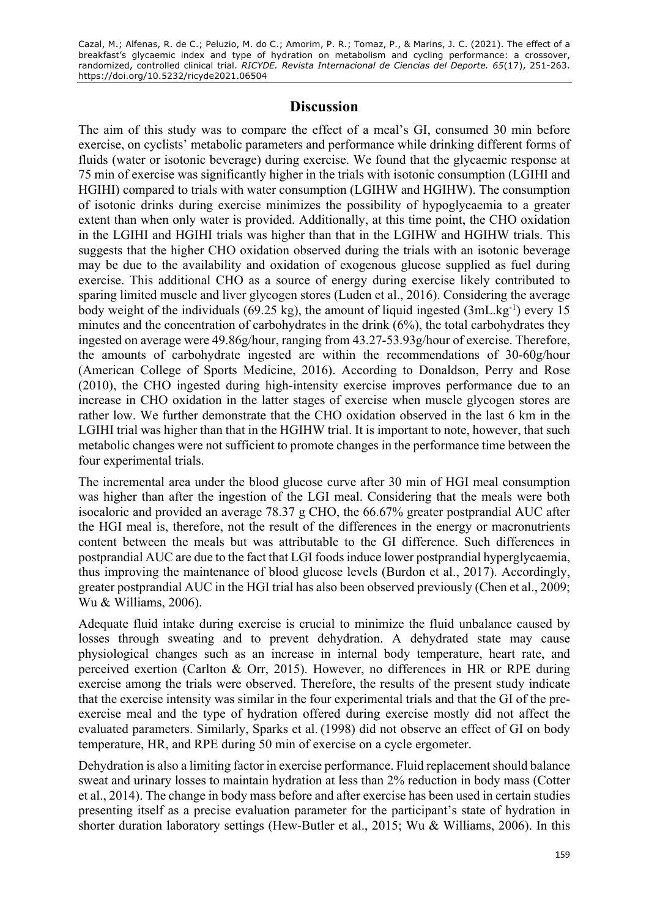## Discussion

The aim of this study was to compare the effect of a meal's GI, consumed 30 min before exercise, on cyclists' metabolic parameters and performance while drinking different forms of fluids (water or isotonic beverage) during exercise. We found that the glycaemic response at 75 min of exercise was significantly higher in the trials with isotonic consumption (LGIHI and HGIHI) compared to trials with water consumption (LGIHW and HGIHW). The consumption of isotonic drinks during exercise minimizes the possibility of hypoglycaemia to a greater extent than when only water is provided. Additionally, at this time point, the CHO oxidation in the LGIHI and HGIHI trials was higher than that in the LGIHW and HGIHW trials. This suggests that the higher CHO oxidation observed during the trials with an isotonic beverage may be due to the availability and oxidation of exogenous glucose supplied as fuel during exercise. This additional CHO as a source of energy during exercise likely contributed to sparing limited muscle and liver glycogen stores (Luden et al., 2016). Considering the average body weight of the individuals (69.25 kg), the amount of liquid ingested ($3mL.kg^{-1}$) every 15 minutes and the concentration of carbohydrates in the drink (6%), the total carbohydrates they ingested on average were 49.86g/hour, ranging from 43.27-53.93g/hour of exercise. Therefore, the amounts of carbohydrate ingested are within the recommendations of 30-60g/hour (American College of Sports Medicine, 2016). According to Donaldson, Perry and Rose (2010), the CHO ingested during high-intensity exercise improves performance due to an increase in CHO oxidation in the latter stages of exercise when muscle glycogen stores are rather low. We further demonstrate that the CHO oxidation observed in the last 6 km in the LGIHI trial was higher than that in the HGIHW trial. It is important to note, however, that such metabolic changes were not sufficient to promote changes in the performance time between the four experimental trials.

The incremental area under the blood glucose curve after 30 min of HGI meal consumption was higher than after the ingestion of the LGI meal. Considering that the meals were both isocaloric and provided an average 78.37 g CHO, the 66.67% greater postprandial AUC after the HGI meal is, therefore, not the result of the differences in the energy or macronutrients content between the meals but was attributable to the GI difference. Such differences in postprandial AUC are due to the fact that LGI foods induce lower postprandial hyperglycaemia, thus improving the maintenance of blood glucose levels (Burdon et al., 2017). Accordingly, greater postprandial AUC in the HGI trial has also been observed previously (Chen et al., 2009; Wu & Williams, 2006).

Adequate fluid intake during exercise is crucial to minimize the fluid unbalance caused by losses through sweating and to prevent dehydration. A dehydrated state may cause physiological changes such as an increase in internal body temperature, heart rate, and perceived exertion (Carlton & Orr, 2015). However, no differences in HR or RPE during exercise among the trials were observed. Therefore, the results of the present study indicate that the exercise intensity was similar in the four experimental trials and that the GI of the pre-exercise meal and the type of hydration offered during exercise mostly did not affect the evaluated parameters. Similarly, Sparks et al. (1998) did not observe an effect of GI on body temperature, HR, and RPE during 50 min of exercise on a cycle ergometer.

Dehydration is also a limiting factor in exercise performance. Fluid replacement should balance sweat and urinary losses to maintain hydration at less than 2% reduction in body mass (Cotter et al., 2014). The change in body mass before and after exercise has been used in certain studies presenting itself as a precise evaluation parameter for the participant's state of hydration in shorter duration laboratory settings (Hew-Butler et al., 2015; Wu & Williams, 2006). In this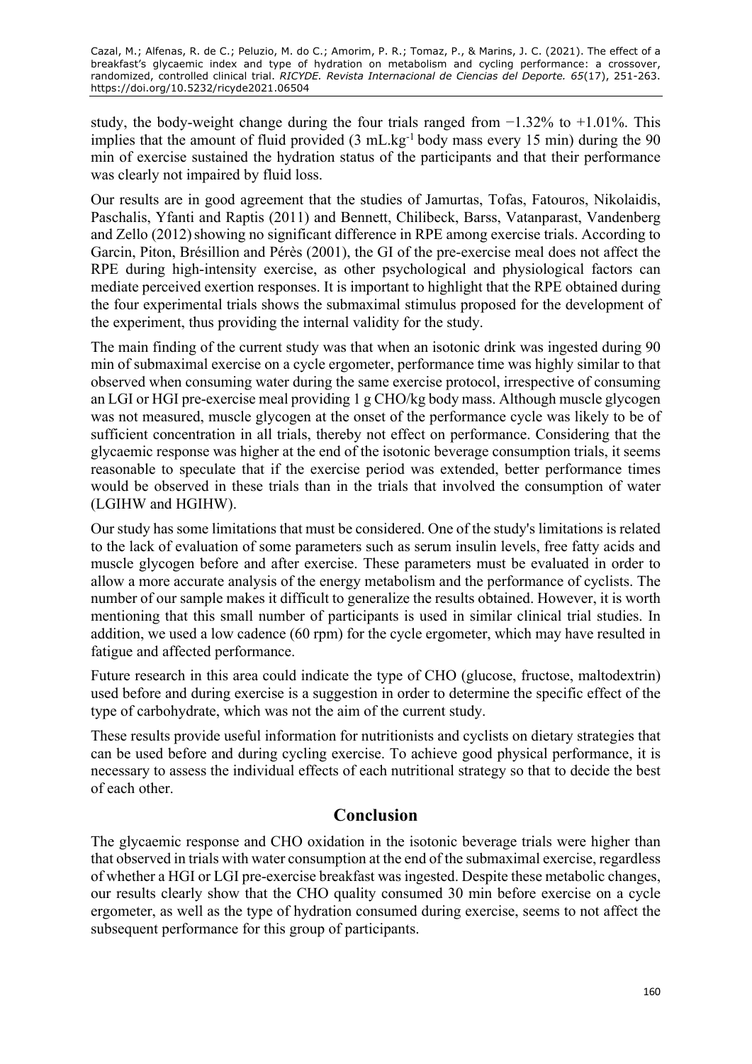study, the body-weight change during the four trials ranged from −1.32% to +1.01%. This implies that the amount of fluid provided (3 $mL.kg^{-1}$ body mass every 15 min) during the 90 min of exercise sustained the hydration status of the participants and that their performance was clearly not impaired by fluid loss.

Our results are in good agreement that the studies of Jamurtas, Tofas, Fatouros, Nikolaidis, Paschalis, Yfanti and Raptis (2011) and Bennett, Chilibeck, Barss, Vatanparast, Vandenberg and Zello (2012) showing no significant difference in RPE among exercise trials. According to Garcin, Piton, Brésillion and Pérès (2001), the GI of the pre-exercise meal does not affect the RPE during high-intensity exercise, as other psychological and physiological factors can mediate perceived exertion responses. It is important to highlight that the RPE obtained during the four experimental trials shows the submaximal stimulus proposed for the development of the experiment, thus providing the internal validity for the study.

The main finding of the current study was that when an isotonic drink was ingested during 90 min of submaximal exercise on a cycle ergometer, performance time was highly similar to that observed when consuming water during the same exercise protocol, irrespective of consuming an LGI or HGI pre-exercise meal providing 1 g CHO/kg body mass. Although muscle glycogen was not measured, muscle glycogen at the onset of the performance cycle was likely to be of sufficient concentration in all trials, thereby not effect on performance. Considering that the glycaemic response was higher at the end of the isotonic beverage consumption trials, it seems reasonable to speculate that if the exercise period was extended, better performance times would be observed in these trials than in the trials that involved the consumption of water (LGIHW and HGIHW).

Our study has some limitations that must be considered. One of the study's limitations is related to the lack of evaluation of some parameters such as serum insulin levels, free fatty acids and muscle glycogen before and after exercise. These parameters must be evaluated in order to allow a more accurate analysis of the energy metabolism and the performance of cyclists. The number of our sample makes it difficult to generalize the results obtained. However, it is worth mentioning that this small number of participants is used in similar clinical trial studies. In addition, we used a low cadence (60 rpm) for the cycle ergometer, which may have resulted in fatigue and affected performance.

Future research in this area could indicate the type of CHO (glucose, fructose, maltodextrin) used before and during exercise is a suggestion in order to determine the specific effect of the type of carbohydrate, which was not the aim of the current study.

These results provide useful information for nutritionists and cyclists on dietary strategies that can be used before and during cycling exercise. To achieve good physical performance, it is necessary to assess the individual effects of each nutritional strategy so that to decide the best of each other.

## Conclusion

The glycaemic response and CHO oxidation in the isotonic beverage trials were higher than that observed in trials with water consumption at the end of the submaximal exercise, regardless of whether a HGI or LGI pre-exercise breakfast was ingested. Despite these metabolic changes, our results clearly show that the CHO quality consumed 30 min before exercise on a cycle ergometer, as well as the type of hydration consumed during exercise, seems to not affect the subsequent performance for this group of participants.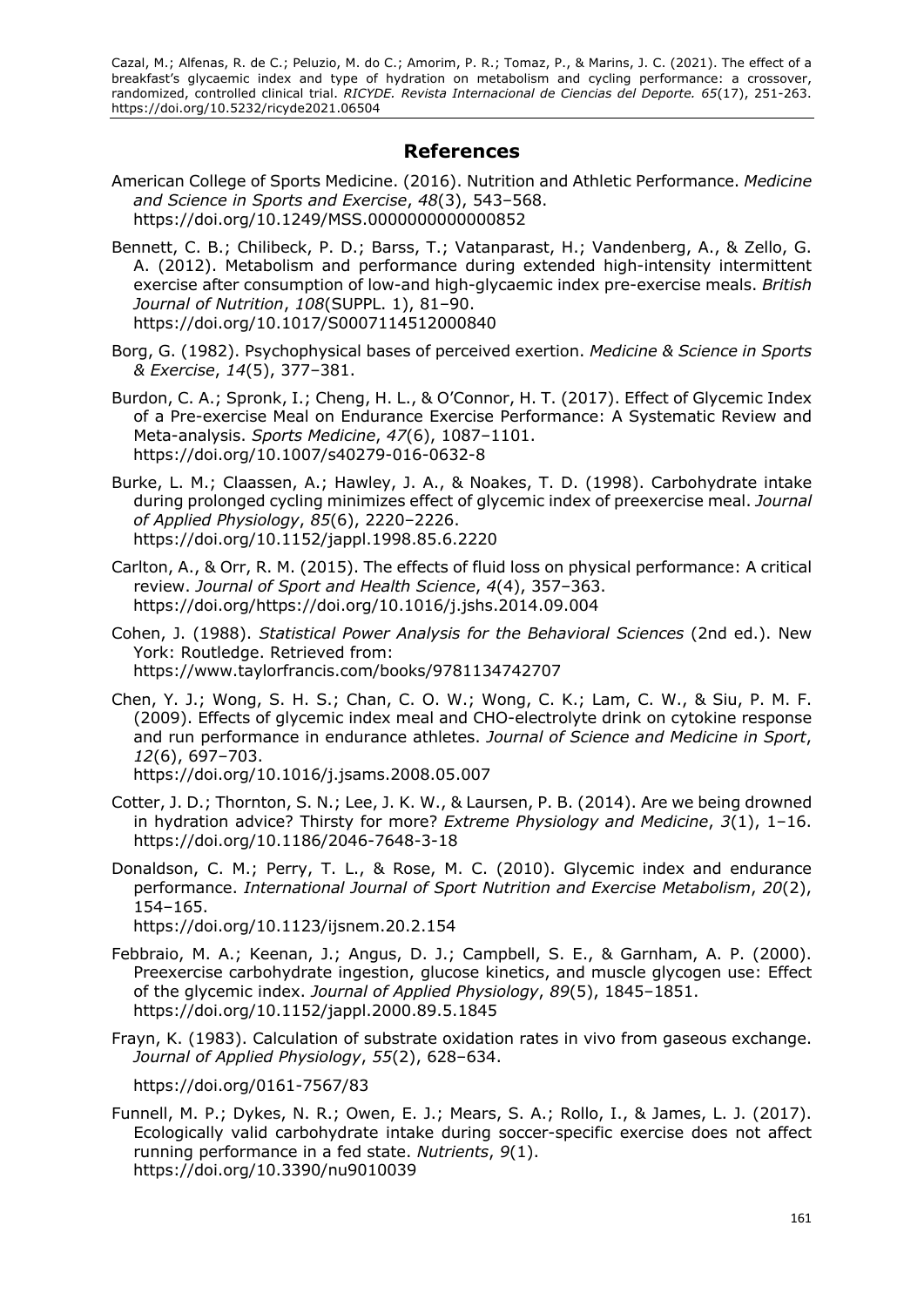## References

American College of Sports Medicine. (2016). Nutrition and Athletic Performance. *Medicine and Science in Sports and Exercise*, *48*(3), 543–568. https://doi.org/10.1249/MSS.0000000000000852

Bennett, C. B.; Chilibeck, P. D.; Barss, T.; Vatanparast, H.; Vandenberg, A., & Zello, G. A. (2012). Metabolism and performance during extended high-intensity intermittent exercise after consumption of low-and high-glycaemic index pre-exercise meals. *British Journal of Nutrition*, *108*(SUPPL. 1), 81–90. https://doi.org/10.1017/S0007114512000840

Borg, G. (1982). Psychophysical bases of perceived exertion. *Medicine & Science in Sports & Exercise*, *14*(5), 377–381.

Burdon, C. A.; Spronk, I.; Cheng, H. L., & O'Connor, H. T. (2017). Effect of Glycemic Index of a Pre-exercise Meal on Endurance Exercise Performance: A Systematic Review and Meta-analysis. *Sports Medicine*, *47*(6), 1087–1101. https://doi.org/10.1007/s40279-016-0632-8

Burke, L. M.; Claassen, A.; Hawley, J. A., & Noakes, T. D. (1998). Carbohydrate intake during prolonged cycling minimizes effect of glycemic index of preexercise meal. *Journal of Applied Physiology*, *85*(6), 2220–2226. https://doi.org/10.1152/jappl.1998.85.6.2220

Carlton, A., & Orr, R. M. (2015). The effects of fluid loss on physical performance: A critical review. *Journal of Sport and Health Science*, *4*(4), 357–363. https://doi.org/https://doi.org/10.1016/j.jshs.2014.09.004

Cohen, J. (1988). *Statistical Power Analysis for the Behavioral Sciences* (2nd ed.). New York: Routledge. Retrieved from: https://www.taylorfrancis.com/books/9781134742707

Chen, Y. J.; Wong, S. H. S.; Chan, C. O. W.; Wong, C. K.; Lam, C. W., & Siu, P. M. F. (2009). Effects of glycemic index meal and CHO-electrolyte drink on cytokine response and run performance in endurance athletes. *Journal of Science and Medicine in Sport*, *12*(6), 697–703. https://doi.org/10.1016/j.jsams.2008.05.007

Cotter, J. D.; Thornton, S. N.; Lee, J. K. W., & Laursen, P. B. (2014). Are we being drowned in hydration advice? Thirsty for more? *Extreme Physiology and Medicine*, *3*(1), 1–16. https://doi.org/10.1186/2046-7648-3-18

Donaldson, C. M.; Perry, T. L., & Rose, M. C. (2010). Glycemic index and endurance performance. *International Journal of Sport Nutrition and Exercise Metabolism*, *20*(2), 154–165. https://doi.org/10.1123/ijsnem.20.2.154

Febbraio, M. A.; Keenan, J.; Angus, D. J.; Campbell, S. E., & Garnham, A. P. (2000). Preexercise carbohydrate ingestion, glucose kinetics, and muscle glycogen use: Effect of the glycemic index. *Journal of Applied Physiology*, *89*(5), 1845–1851. https://doi.org/10.1152/jappl.2000.89.5.1845

Frayn, K. (1983). Calculation of substrate oxidation rates in vivo from gaseous exchange. *Journal of Applied Physiology*, *55*(2), 628–634.

https://doi.org/0161-7567/83

Funnell, M. P.; Dykes, N. R.; Owen, E. J.; Mears, S. A.; Rollo, I., & James, L. J. (2017). Ecologically valid carbohydrate intake during soccer-specific exercise does not affect running performance in a fed state. *Nutrients*, *9*(1). https://doi.org/10.3390/nu9010039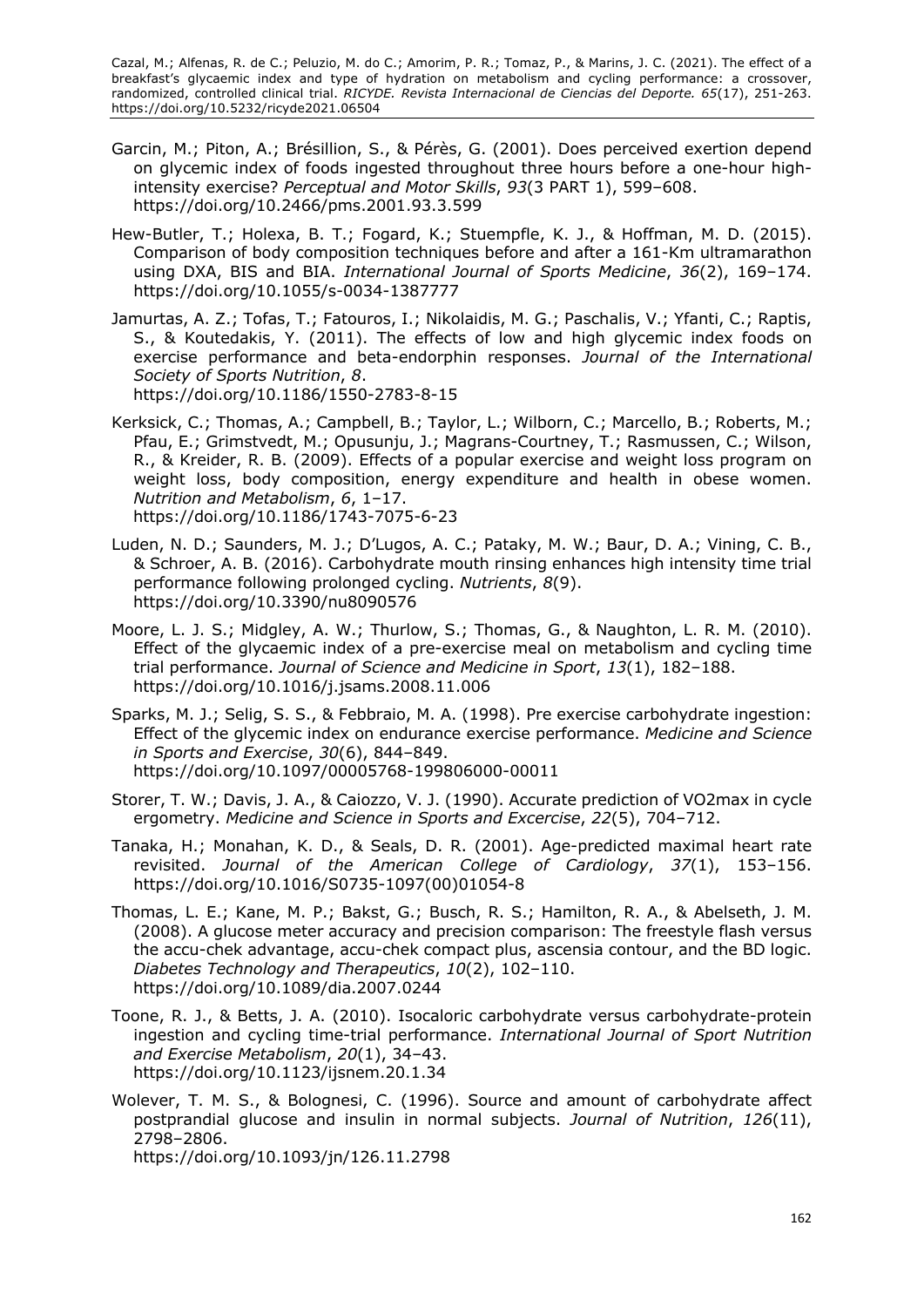Garcin, M.; Piton, A.; Brésillion, S., & Pérès, G. (2001). Does perceived exertion depend on glycemic index of foods ingested throughout three hours before a one-hour high-intensity exercise? *Perceptual and Motor Skills*, *93*(3 PART 1), 599–608. https://doi.org/10.2466/pms.2001.93.3.599

Hew-Butler, T.; Holexa, B. T.; Fogard, K.; Stuempfle, K. J., & Hoffman, M. D. (2015). Comparison of body composition techniques before and after a 161-Km ultramarathon using DXA, BIS and BIA. *International Journal of Sports Medicine*, *36*(2), 169–174. https://doi.org/10.1055/s-0034-1387777

Jamurtas, A. Z.; Tofas, T.; Fatouros, I.; Nikolaidis, M. G.; Paschalis, V.; Yfanti, C.; Raptis, S., & Koutedakis, Y. (2011). The effects of low and high glycemic index foods on exercise performance and beta-endorphin responses. *Journal of the International Society of Sports Nutrition*, *8*. https://doi.org/10.1186/1550-2783-8-15

Kerksick, C.; Thomas, A.; Campbell, B.; Taylor, L.; Wilborn, C.; Marcello, B.; Roberts, M.; Pfau, E.; Grimstvedt, M.; Opusunju, J.; Magrans-Courtney, T.; Rasmussen, C.; Wilson, R., & Kreider, R. B. (2009). Effects of a popular exercise and weight loss program on weight loss, body composition, energy expenditure and health in obese women. *Nutrition and Metabolism*, *6*, 1–17. https://doi.org/10.1186/1743-7075-6-23

Luden, N. D.; Saunders, M. J.; D'Lugos, A. C.; Pataky, M. W.; Baur, D. A.; Vining, C. B., & Schroer, A. B. (2016). Carbohydrate mouth rinsing enhances high intensity time trial performance following prolonged cycling. *Nutrients*, *8*(9). https://doi.org/10.3390/nu8090576

Moore, L. J. S.; Midgley, A. W.; Thurlow, S.; Thomas, G., & Naughton, L. R. M. (2010). Effect of the glycaemic index of a pre-exercise meal on metabolism and cycling time trial performance. *Journal of Science and Medicine in Sport*, *13*(1), 182–188. https://doi.org/10.1016/j.jsams.2008.11.006

Sparks, M. J.; Selig, S. S., & Febbraio, M. A. (1998). Pre exercise carbohydrate ingestion: Effect of the glycemic index on endurance exercise performance. *Medicine and Science in Sports and Exercise*, *30*(6), 844–849. https://doi.org/10.1097/00005768-199806000-00011

Storer, T. W.; Davis, J. A., & Caiozzo, V. J. (1990). Accurate prediction of VO2max in cycle ergometry. *Medicine and Science in Sports and Excercise*, *22*(5), 704–712.

Tanaka, H.; Monahan, K. D., & Seals, D. R. (2001). Age-predicted maximal heart rate revisited. *Journal of the American College of Cardiology*, *37*(1), 153–156. https://doi.org/10.1016/S0735-1097(00)01054-8

Thomas, L. E.; Kane, M. P.; Bakst, G.; Busch, R. S.; Hamilton, R. A., & Abelseth, J. M. (2008). A glucose meter accuracy and precision comparison: The freestyle flash versus the accu-chek advantage, accu-chek compact plus, ascensia contour, and the BD logic. *Diabetes Technology and Therapeutics*, *10*(2), 102–110. https://doi.org/10.1089/dia.2007.0244

Toone, R. J., & Betts, J. A. (2010). Isocaloric carbohydrate versus carbohydrate-protein ingestion and cycling time-trial performance. *International Journal of Sport Nutrition and Exercise Metabolism*, *20*(1), 34–43. https://doi.org/10.1123/ijsnem.20.1.34

Wolever, T. M. S., & Bolognesi, C. (1996). Source and amount of carbohydrate affect postprandial glucose and insulin in normal subjects. *Journal of Nutrition*, *126*(11), 2798–2806. https://doi.org/10.1093/jn/126.11.2798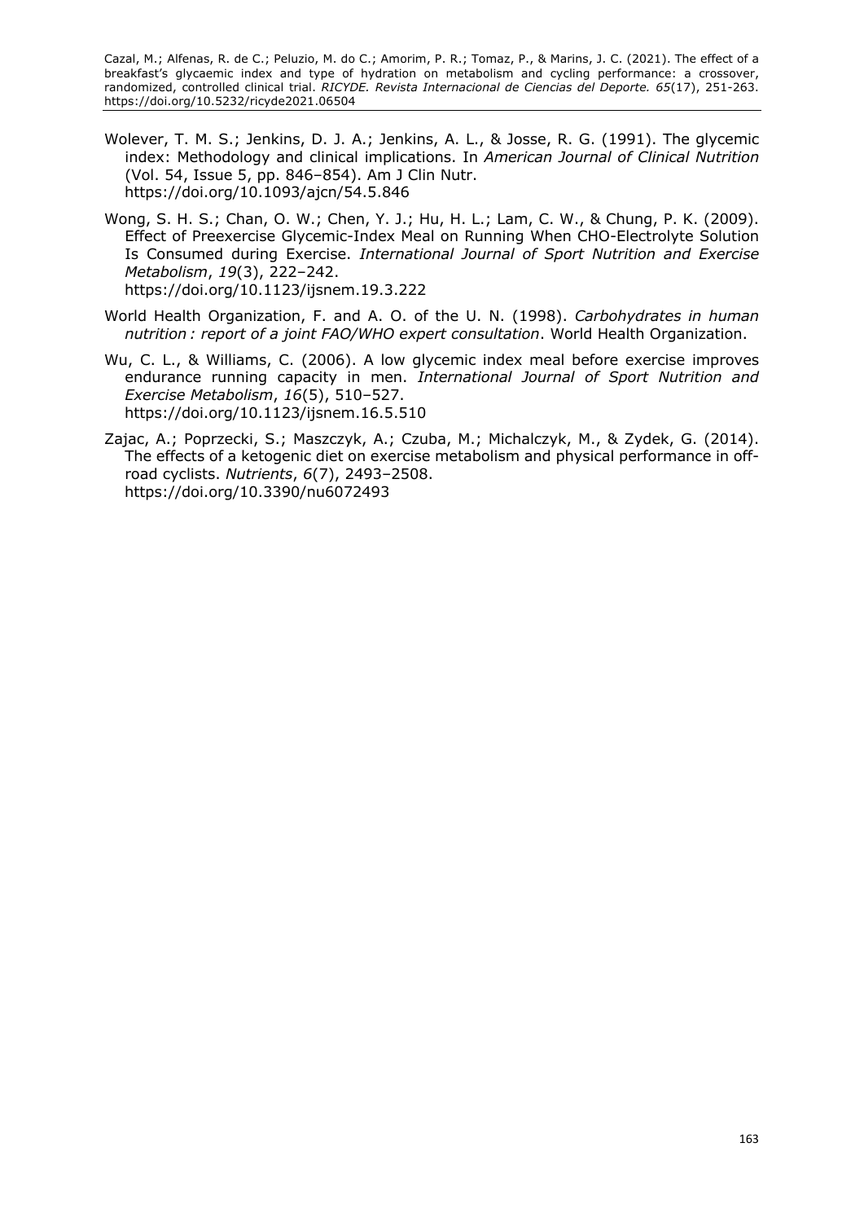Wolever, T. M. S.; Jenkins, D. J. A.; Jenkins, A. L., & Josse, R. G. (1991). The glycemic index: Methodology and clinical implications. In *American Journal of Clinical Nutrition* (Vol. 54, Issue 5, pp. 846–854). Am J Clin Nutr. https://doi.org/10.1093/ajcn/54.5.846

Wong, S. H. S.; Chan, O. W.; Chen, Y. J.; Hu, H. L.; Lam, C. W., & Chung, P. K. (2009). Effect of Preexercise Glycemic-Index Meal on Running When CHO-Electrolyte Solution Is Consumed during Exercise. *International Journal of Sport Nutrition and Exercise Metabolism*, *19*(3), 222–242. https://doi.org/10.1123/ijsnem.19.3.222

World Health Organization, F. and A. O. of the U. N. (1998). *Carbohydrates in human nutrition : report of a joint FAO/WHO expert consultation*. World Health Organization.

Wu, C. L., & Williams, C. (2006). A low glycemic index meal before exercise improves endurance running capacity in men. *International Journal of Sport Nutrition and Exercise Metabolism*, *16*(5), 510–527. https://doi.org/10.1123/ijsnem.16.5.510

Zajac, A.; Poprzecki, S.; Maszczyk, A.; Czuba, M.; Michalczyk, M., & Zydek, G. (2014). The effects of a ketogenic diet on exercise metabolism and physical performance in off-road cyclists. *Nutrients*, *6*(7), 2493–2508. https://doi.org/10.3390/nu6072493